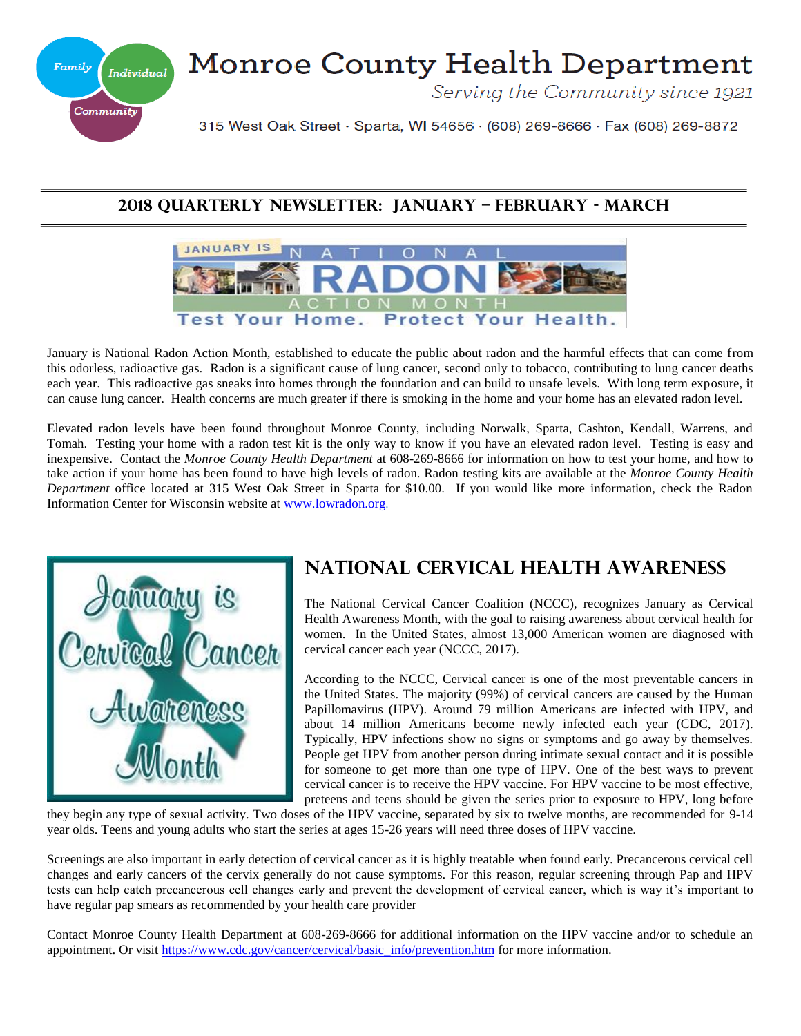# Monroe County Health Department

*Serving the Community since 1921*

315 West Oak Street · Sparta, WI 54656 · (608) 269-8666 · Fax (608) 269-8872

## 2018 QUARTERLY NEWSLETTER: JANUARY – FEBRUARY - MARCH

January is National Radon Action Month, established to educate the public about radon and the harmful effects that can come from this odorless, radioactive gas. Radon is a significant cause of lung cancer, second only to tobacco, contributing to lung cancer deaths each year. This radioactive gas sneaks into homes through the foundation and can build to unsafe levels. With long term exposure, it can cause lung cancer. Health concerns are much greater if there is smoking in the home and your home has an elevated radon level.

Elevated radon levels have been found throughout Monroe County, including Norwalk, Sparta, Cashton, Kendall, Warrens, and Tomah. Testing your home with a radon test kit is the only way to know if you have an elevated radon level. Testing is easy and inexpensive. Contact the *Monroe County Health Department* at 608-269-8666 for information on how to test your home, and how to take action if your home has been found to have high levels of radon. Radon testing kits are available at the *Monroe County Health Department* office located at 315 West Oak Street in Sparta for $10.00. If you would like more information, check the Radon Information Center for Wisconsin website at www.lowradon.org.

## NATIONAL CERVICAL HEALTH AWARENESS

The National Cervical Cancer Coalition (NCCC), recognizes January as Cervical Health Awareness Month, with the goal to raising awareness about cervical health for women. In the United States, almost 13,000 American women are diagnosed with cervical cancer each year (NCCC, 2017).

According to the NCCC, Cervical cancer is one of the most preventable cancers in the United States. The majority (99%) of cervical cancers are caused by the Human Papillomavirus (HPV). Around 79 million Americans are infected with HPV, and about 14 million Americans become newly infected each year (CDC, 2017). Typically, HPV infections show no signs or symptoms and go away by themselves. People get HPV from another person during intimate sexual contact and it is possible for someone to get more than one type of HPV. One of the best ways to prevent cervical cancer is to receive the HPV vaccine. For HPV vaccine to be most effective, preteens and teens should be given the series prior to exposure to HPV, long before they begin any type of sexual activity. Two doses of the HPV vaccine, separated by six to twelve months, are recommended for 9-14 year olds. Teens and young adults who start the series at ages 15-26 years will need three doses of HPV vaccine.

Screenings are also important in early detection of cervical cancer as it is highly treatable when found early. Precancerous cervical cell changes and early cancers of the cervix generally do not cause symptoms. For this reason, regular screening through Pap and HPV tests can help catch precancerous cell changes early and prevent the development of cervical cancer, which is way it's important to have regular pap smears as recommended by your health care provider

Contact Monroe County Health Department at 608-269-8666 for additional information on the HPV vaccine and/or to schedule an appointment. Or visit https://www.cdc.gov/cancer/cervical/basic_info/prevention.htm for more information.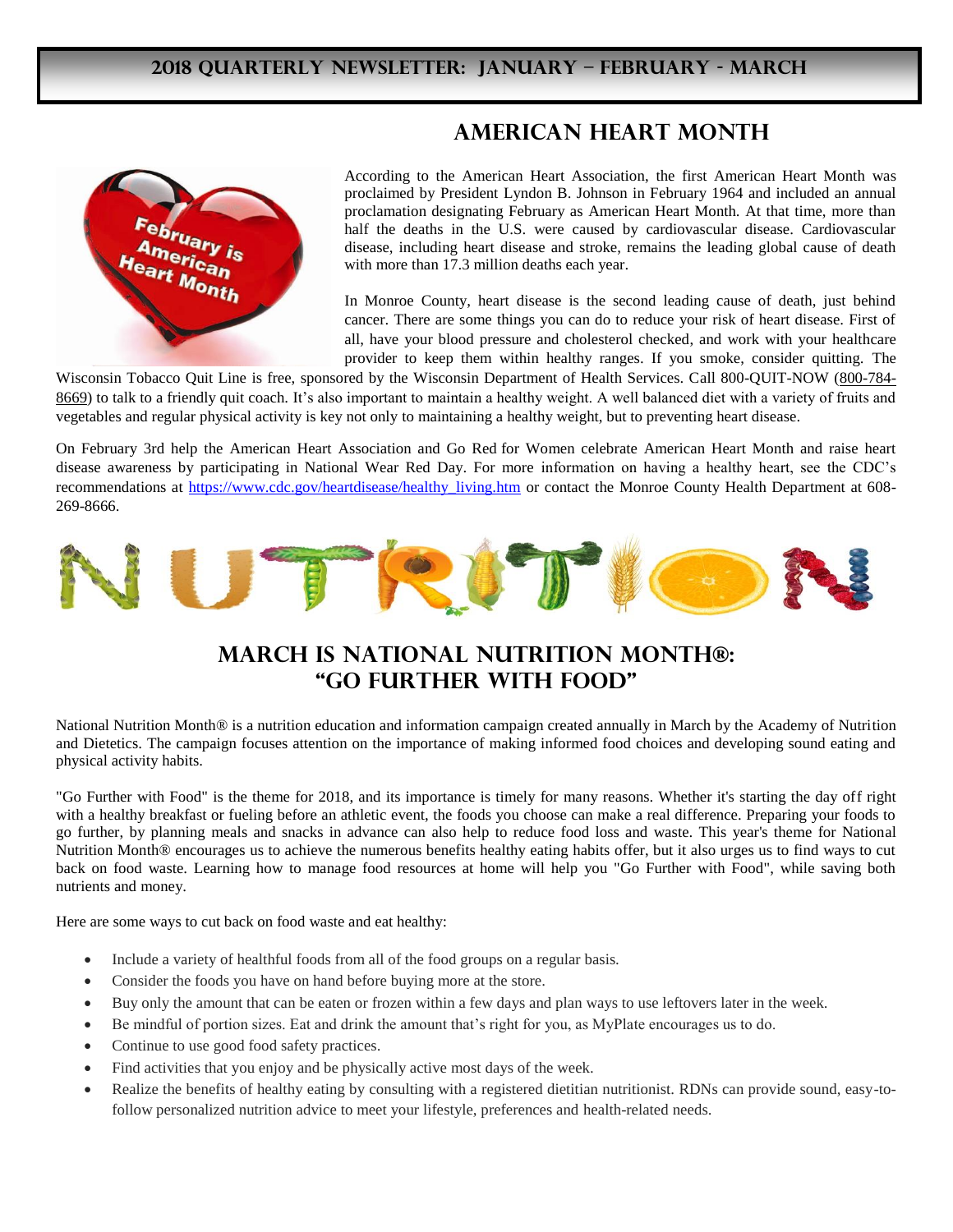# 2018 Quarterly Newsletter: January – February - March

## American Heart Month

According to the American Heart Association, the first American Heart Month was proclaimed by President Lyndon B. Johnson in February 1964 and included an annual proclamation designating February as American Heart Month. At that time, more than half the deaths in the U.S. were caused by cardiovascular disease. Cardiovascular disease, including heart disease and stroke, remains the leading global cause of death with more than 17.3 million deaths each year.

In Monroe County, heart disease is the second leading cause of death, just behind cancer. There are some things you can do to reduce your risk of heart disease. First of all, have your blood pressure and cholesterol checked, and work with your healthcare provider to keep them within healthy ranges. If you smoke, consider quitting. The Wisconsin Tobacco Quit Line is free, sponsored by the Wisconsin Department of Health Services. Call 800-QUIT-NOW (800-784-8669) to talk to a friendly quit coach. It's also important to maintain a healthy weight. A well balanced diet with a variety of fruits and vegetables and regular physical activity is key not only to maintaining a healthy weight, but to preventing heart disease.

On February 3rd help the American Heart Association and Go Red for Women celebrate American Heart Month and raise heart disease awareness by participating in National Wear Red Day. For more information on having a healthy heart, see the CDC's recommendations at https://www.cdc.gov/heartdisease/healthy_living.htm or contact the Monroe County Health Department at 608-269-8666.

## March is National Nutrition Month®: "Go Further with Food"

National Nutrition Month® is a nutrition education and information campaign created annually in March by the Academy of Nutrition and Dietetics. The campaign focuses attention on the importance of making informed food choices and developing sound eating and physical activity habits.

"Go Further with Food" is the theme for 2018, and its importance is timely for many reasons. Whether it's starting the day off right with a healthy breakfast or fueling before an athletic event, the foods you choose can make a real difference. Preparing your foods to go further, by planning meals and snacks in advance can also help to reduce food loss and waste. This year's theme for National Nutrition Month® encourages us to achieve the numerous benefits healthy eating habits offer, but it also urges us to find ways to cut back on food waste. Learning how to manage food resources at home will help you "Go Further with Food", while saving both nutrients and money.

Here are some ways to cut back on food waste and eat healthy:

- Include a variety of healthful foods from all of the food groups on a regular basis.
- Consider the foods you have on hand before buying more at the store.
- Buy only the amount that can be eaten or frozen within a few days and plan ways to use leftovers later in the week.
- Be mindful of portion sizes. Eat and drink the amount that's right for you, as MyPlate encourages us to do.
- Continue to use good food safety practices.
- Find activities that you enjoy and be physically active most days of the week.
- Realize the benefits of healthy eating by consulting with a registered dietitian nutritionist. RDNs can provide sound, easy-to-follow personalized nutrition advice to meet your lifestyle, preferences and health-related needs.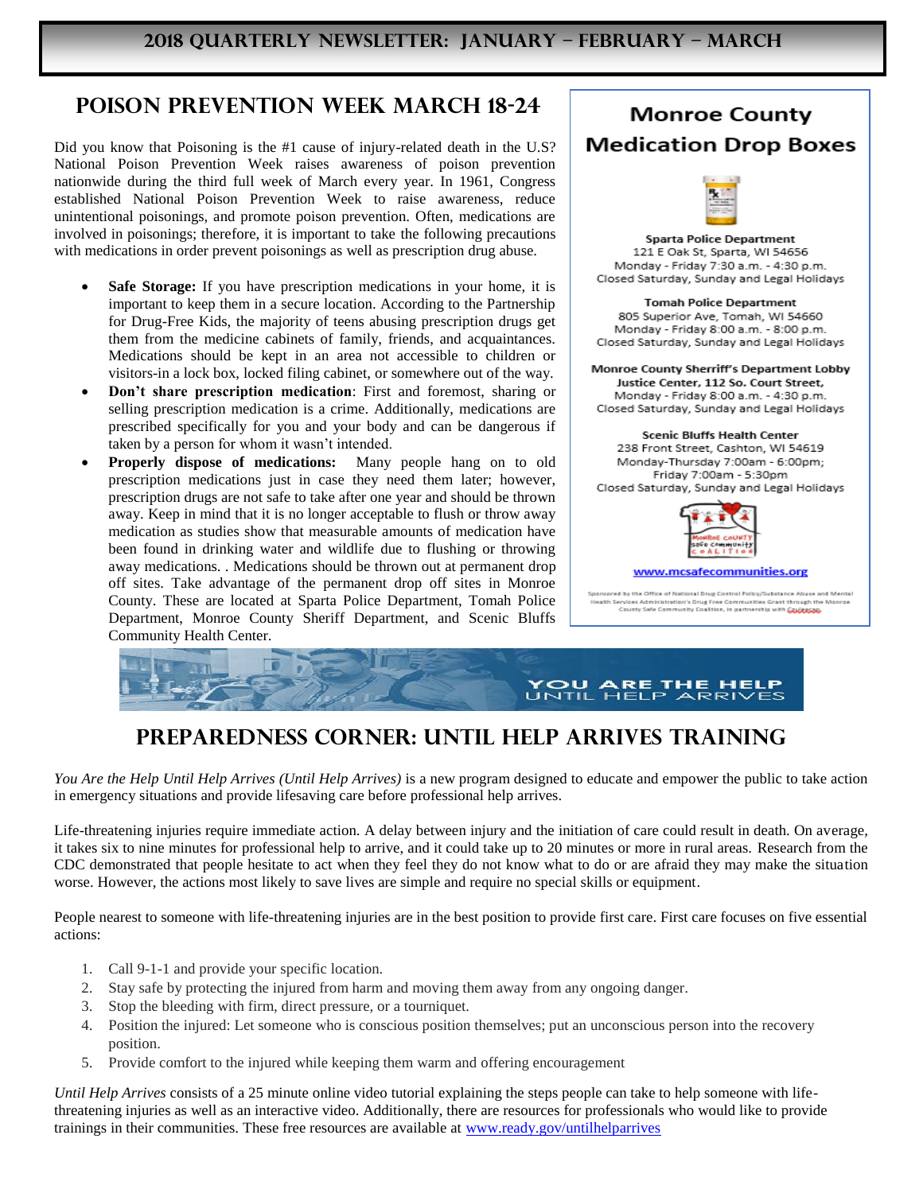# 2018 Quarterly Newsletter: January – February – March

## Poison Prevention Week March 18-24

Did you know that Poisoning is the #1 cause of injury-related death in the U.S? National Poison Prevention Week raises awareness of poison prevention nationwide during the third full week of March every year. In 1961, Congress established National Poison Prevention Week to raise awareness, reduce unintentional poisonings, and promote poison prevention. Often, medications are involved in poisonings; therefore, it is important to take the following precautions with medications in order prevent poisonings as well as prescription drug abuse.

- **Safe Storage:** If you have prescription medications in your home, it is important to keep them in a secure location. According to the Partnership for Drug-Free Kids, the majority of teens abusing prescription drugs get them from the medicine cabinets of family, friends, and acquaintances. Medications should be kept in an area not accessible to children or visitors-in a lock box, locked filing cabinet, or somewhere out of the way.
- **Don't share prescription medication**: First and foremost, sharing or selling prescription medication is a crime. Additionally, medications are prescribed specifically for you and your body and can be dangerous if taken by a person for whom it wasn't intended.
- **Properly dispose of medications:** Many people hang on to old prescription medications just in case they need them later; however, prescription drugs are not safe to take after one year and should be thrown away. Keep in mind that it is no longer acceptable to flush or throw away medication as studies show that measurable amounts of medication have been found in drinking water and wildlife due to flushing or throwing away medications. . Medications should be thrown out at permanent drop off sites. Take advantage of the permanent drop off sites in Monroe County. These are located at Sparta Police Department, Tomah Police Department, Monroe County Sheriff Department, and Scenic Bluffs Community Health Center.

### Monroe County Medication Drop Boxes

**Sparta Police Department**
121 E Oak St, Sparta, WI 54656
Monday - Friday 7:30 a.m. - 4:30 p.m.
Closed Saturday, Sunday and Legal Holidays

**Tomah Police Department**
805 Superior Ave, Tomah, WI 54660
Monday - Friday 8:00 a.m. - 8:00 p.m.
Closed Saturday, Sunday and Legal Holidays

**Monroe County Sherriff's Department Lobby**
**Justice Center, 112 So. Court Street,**
Monday - Friday 8:00 a.m. - 4:30 p.m.
Closed Saturday, Sunday and Legal Holidays

**Scenic Bluffs Health Center**
238 Front Street, Cashton, WI 54619
Monday-Thursday 7:00am - 6:00pm;
Friday 7:00am - 5:30pm
Closed Saturday, Sunday and Legal Holidays

Monroe County Safe Community Coalition

www.mcsafecommunities.org

Sponsored by the Office of National Drug Control Policy/Substance Abuse and Mental Health Services Administration's Drug Free Communities Grant through the Monroe County Safe Community Coalition, in partnership with Coulecap.

YOU ARE THE HELP UNTIL HELP ARRIVES

## Preparedness Corner: Until Help Arrives Training

*You Are the Help Until Help Arrives (Until Help Arrives)* is a new program designed to educate and empower the public to take action in emergency situations and provide lifesaving care before professional help arrives.

Life-threatening injuries require immediate action. A delay between injury and the initiation of care could result in death. On average, it takes six to nine minutes for professional help to arrive, and it could take up to 20 minutes or more in rural areas. Research from the CDC demonstrated that people hesitate to act when they feel they do not know what to do or are afraid they may make the situation worse. However, the actions most likely to save lives are simple and require no special skills or equipment.

People nearest to someone with life-threatening injuries are in the best position to provide first care. First care focuses on five essential actions:

1. Call 9-1-1 and provide your specific location.
2. Stay safe by protecting the injured from harm and moving them away from any ongoing danger.
3. Stop the bleeding with firm, direct pressure, or a tourniquet.
4. Position the injured: Let someone who is conscious position themselves; put an unconscious person into the recovery position.
5. Provide comfort to the injured while keeping them warm and offering encouragement

*Until Help Arrives* consists of a 25 minute online video tutorial explaining the steps people can take to help someone with life-threatening injuries as well as an interactive video. Additionally, there are resources for professionals who would like to provide trainings in their communities. These free resources are available at www.ready.gov/untilhelparrives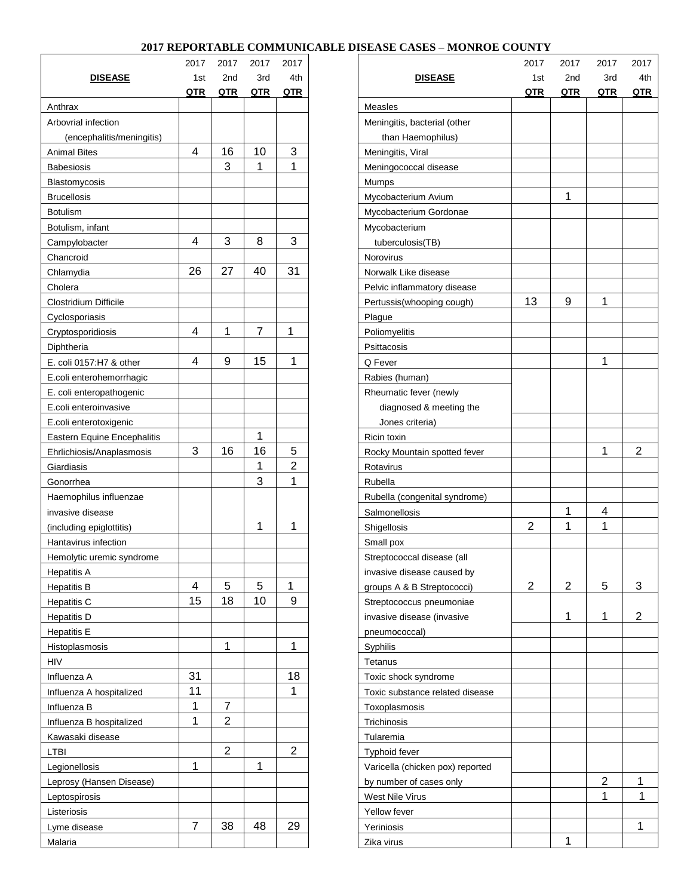# 2017 REPORTABLE COMMUNICABLE DISEASE CASES – MONROE COUNTY

| DISEASE | 2017 1st QTR | 2017 2nd QTR | 2017 3rd QTR | 2017 4th QTR |
|---|---|---|---|---|
| Anthrax | | | | |
| Arbovrial infection (encephalitis/meningitis) | | | | |
| Animal Bites | 4 | 16 | 10 | 3 |
| Babesiosis | | 3 | 1 | 1 |
| Blastomycosis | | | | |
| Brucellosis | | | | |
| Botulism | | | | |
| Botulism, infant | | | | |
| Campylobacter | 4 | 3 | 8 | 3 |
| Chancroid | | | | |
| Chlamydia | 26 | 27 | 40 | 31 |
| Cholera | | | | |
| Clostridium Difficile | | | | |
| Cyclosporiasis | | | | |
| Cryptosporidiosis | 4 | 1 | 7 | 1 |
| Diphtheria | | | | |
| E. coli 0157:H7 & other | 4 | 9 | 15 | 1 |
| E.coli enterohemorrhagic | | | | |
| E. coli enteropathogenic | | | | |
| E.coli enteroinvasive | | | | |
| E.coli enterotoxigenic | | | | |
| Eastern Equine Encephalitis | | | 1 | |
| Ehrlichiosis/Anaplasmosis | 3 | 16 | 16 | 5 |
| Giardiasis | | | 1 | 2 |
| Gonorrhea | | | 3 | 1 |
| Haemophilus influenzae invasive disease (including epiglottitis) | | | 1 | 1 |
| Hantavirus infection | | | | |
| Hemolytic uremic syndrome | | | | |
| Hepatitis A | | | | |
| Hepatitis B | 4 | 5 | 5 | 1 |
| Hepatitis C | 15 | 18 | 10 | 9 |
| Hepatitis D | | | | |
| Hepatitis E | | | | |
| Histoplasmosis | | 1 | | 1 |
| HIV | | | | |
| Influenza A | 31 | | | 18 |
| Influenza A hospitalized | 11 | | | 1 |
| Influenza B | 1 | 7 | | |
| Influenza B hospitalized | 1 | 2 | | |
| Kawasaki disease | | | | |
| LTBI | | 2 | | 2 |
| Legionellosis | 1 | | 1 | |
| Leprosy (Hansen Disease) | | | | |
| Leptospirosis | | | | |
| Listeriosis | | | | |
| Lyme disease | 7 | 38 | 48 | 29 |
| Malaria | | | | |

| DISEASE | 2017 1st QTR | 2017 2nd QTR | 2017 3rd QTR | 2017 4th QTR |
|---|---|---|---|---|
| Measles | | | | |
| Meningitis, bacterial (other than Haemophilus) | | | | |
| Meningitis, Viral | | | | |
| Meningococcal disease | | | | |
| Mumps | | | | |
| Mycobacterium Avium | | 1 | | |
| Mycobacterium Gordonae | | | | |
| Mycobacterium tuberculosis(TB) | | | | |
| Norovirus | | | | |
| Norwalk Like disease | | | | |
| Pelvic inflammatory disease | | | | |
| Pertussis(whooping cough) | 13 | 9 | 1 | |
| Plague | | | | |
| Poliomyelitis | | | | |
| Psittacosis | | | | |
| Q Fever | | | 1 | |
| Rabies (human) | | | | |
| Rheumatic fever (newly diagnosed & meeting the Jones criteria) | | | | |
| Ricin toxin | | | | |
| Rocky Mountain spotted fever | | | 1 | 2 |
| Rotavirus | | | | |
| Rubella | | | | |
| Rubella (congenital syndrome) | | | | |
| Salmonellosis | | 1 | 4 | |
| Shigellosis | 2 | 1 | 1 | |
| Small pox | | | | |
| Streptococcal disease (all invasive disease caused by groups A & B Streptococci) | 2 | 2 | 5 | 3 |
| Streptococcus pneumoniae invasive disease (invasive pneumococcal) | | 1 | 1 | 2 |
| Syphilis | | | | |
| Tetanus | | | | |
| Toxic shock syndrome | | | | |
| Toxic substance related disease | | | | |
| Toxoplasmosis | | | | |
| Trichinosis | | | | |
| Tularemia | | | | |
| Typhoid fever | | | | |
| Varicella (chicken pox) reported by number of cases only | | | 2 | 1 |
| West Nile Virus | | | 1 | 1 |
| Yellow fever | | | | |
| Yeriniosis | | | | 1 |
| Zika virus | | 1 | | |